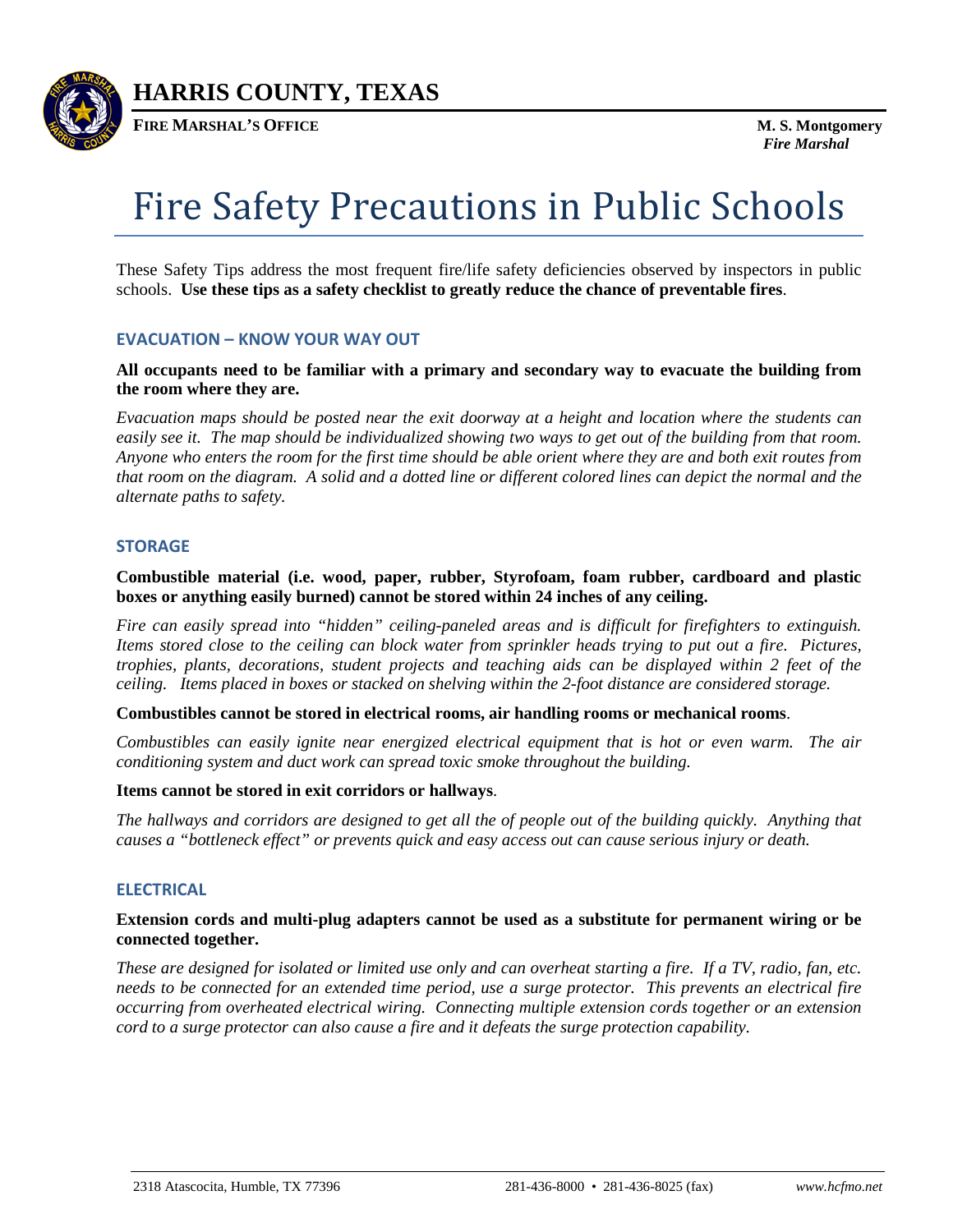# HARRIS COUNTY, TEXAS

**FIRE MARSHAL'S OFFICE**

**M. S. Montgomery**
***Fire Marshal***

# Fire Safety Precautions in Public Schools

These Safety Tips address the most frequent fire/life safety deficiencies observed by inspectors in public schools. **Use these tips as a safety checklist to greatly reduce the chance of preventable fires**.

## EVACUATION – KNOW YOUR WAY OUT

**All occupants need to be familiar with a primary and secondary way to evacuate the building from the room where they are.**

*Evacuation maps should be posted near the exit doorway at a height and location where the students can easily see it. The map should be individualized showing two ways to get out of the building from that room. Anyone who enters the room for the first time should be able orient where they are and both exit routes from that room on the diagram. A solid and a dotted line or different colored lines can depict the normal and the alternate paths to safety.*

## STORAGE

**Combustible material (i.e. wood, paper, rubber, Styrofoam, foam rubber, cardboard and plastic boxes or anything easily burned) cannot be stored within 24 inches of any ceiling.**

*Fire can easily spread into "hidden" ceiling-paneled areas and is difficult for firefighters to extinguish. Items stored close to the ceiling can block water from sprinkler heads trying to put out a fire. Pictures, trophies, plants, decorations, student projects and teaching aids can be displayed within 2 feet of the ceiling. Items placed in boxes or stacked on shelving within the 2-foot distance are considered storage.*

**Combustibles cannot be stored in electrical rooms, air handling rooms or mechanical rooms**.

*Combustibles can easily ignite near energized electrical equipment that is hot or even warm. The air conditioning system and duct work can spread toxic smoke throughout the building.*

**Items cannot be stored in exit corridors or hallways**.

*The hallways and corridors are designed to get all the of people out of the building quickly. Anything that causes a "bottleneck effect" or prevents quick and easy access out can cause serious injury or death.*

## ELECTRICAL

**Extension cords and multi-plug adapters cannot be used as a substitute for permanent wiring or be connected together.**

*These are designed for isolated or limited use only and can overheat starting a fire. If a TV, radio, fan, etc. needs to be connected for an extended time period, use a surge protector. This prevents an electrical fire occurring from overheated electrical wiring. Connecting multiple extension cords together or an extension cord to a surge protector can also cause a fire and it defeats the surge protection capability.*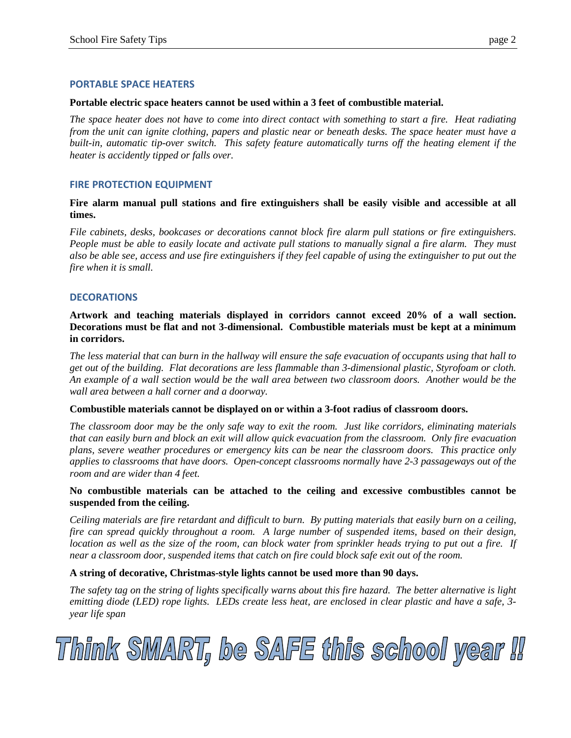## PORTABLE SPACE HEATERS

**Portable electric space heaters cannot be used within a 3 feet of combustible material.**

*The space heater does not have to come into direct contact with something to start a fire. Heat radiating from the unit can ignite clothing, papers and plastic near or beneath desks. The space heater must have a built-in, automatic tip-over switch. This safety feature automatically turns off the heating element if the heater is accidently tipped or falls over.*

## FIRE PROTECTION EQUIPMENT

**Fire alarm manual pull stations and fire extinguishers shall be easily visible and accessible at all times.**

*File cabinets, desks, bookcases or decorations cannot block fire alarm pull stations or fire extinguishers. People must be able to easily locate and activate pull stations to manually signal a fire alarm. They must also be able see, access and use fire extinguishers if they feel capable of using the extinguisher to put out the fire when it is small.*

## DECORATIONS

**Artwork and teaching materials displayed in corridors cannot exceed 20% of a wall section. Decorations must be flat and not 3-dimensional. Combustible materials must be kept at a minimum in corridors.**

*The less material that can burn in the hallway will ensure the safe evacuation of occupants using that hall to get out of the building. Flat decorations are less flammable than 3-dimensional plastic, Styrofoam or cloth. An example of a wall section would be the wall area between two classroom doors. Another would be the wall area between a hall corner and a doorway.*

**Combustible materials cannot be displayed on or within a 3-foot radius of classroom doors.**

*The classroom door may be the only safe way to exit the room. Just like corridors, eliminating materials that can easily burn and block an exit will allow quick evacuation from the classroom. Only fire evacuation plans, severe weather procedures or emergency kits can be near the classroom doors. This practice only applies to classrooms that have doors. Open-concept classrooms normally have 2-3 passageways out of the room and are wider than 4 feet.*

**No combustible materials can be attached to the ceiling and excessive combustibles cannot be suspended from the ceiling.**

*Ceiling materials are fire retardant and difficult to burn. By putting materials that easily burn on a ceiling, fire can spread quickly throughout a room. A large number of suspended items, based on their design, location as well as the size of the room, can block water from sprinkler heads trying to put out a fire. If near a classroom door, suspended items that catch on fire could block safe exit out of the room.*

**A string of decorative, Christmas-style lights cannot be used more than 90 days.**

*The safety tag on the string of lights specifically warns about this fire hazard. The better alternative is light emitting diode (LED) rope lights. LEDs create less heat, are enclosed in clear plastic and have a safe, 3-year life span*

**Think SMART, be SAFE this school year !!**